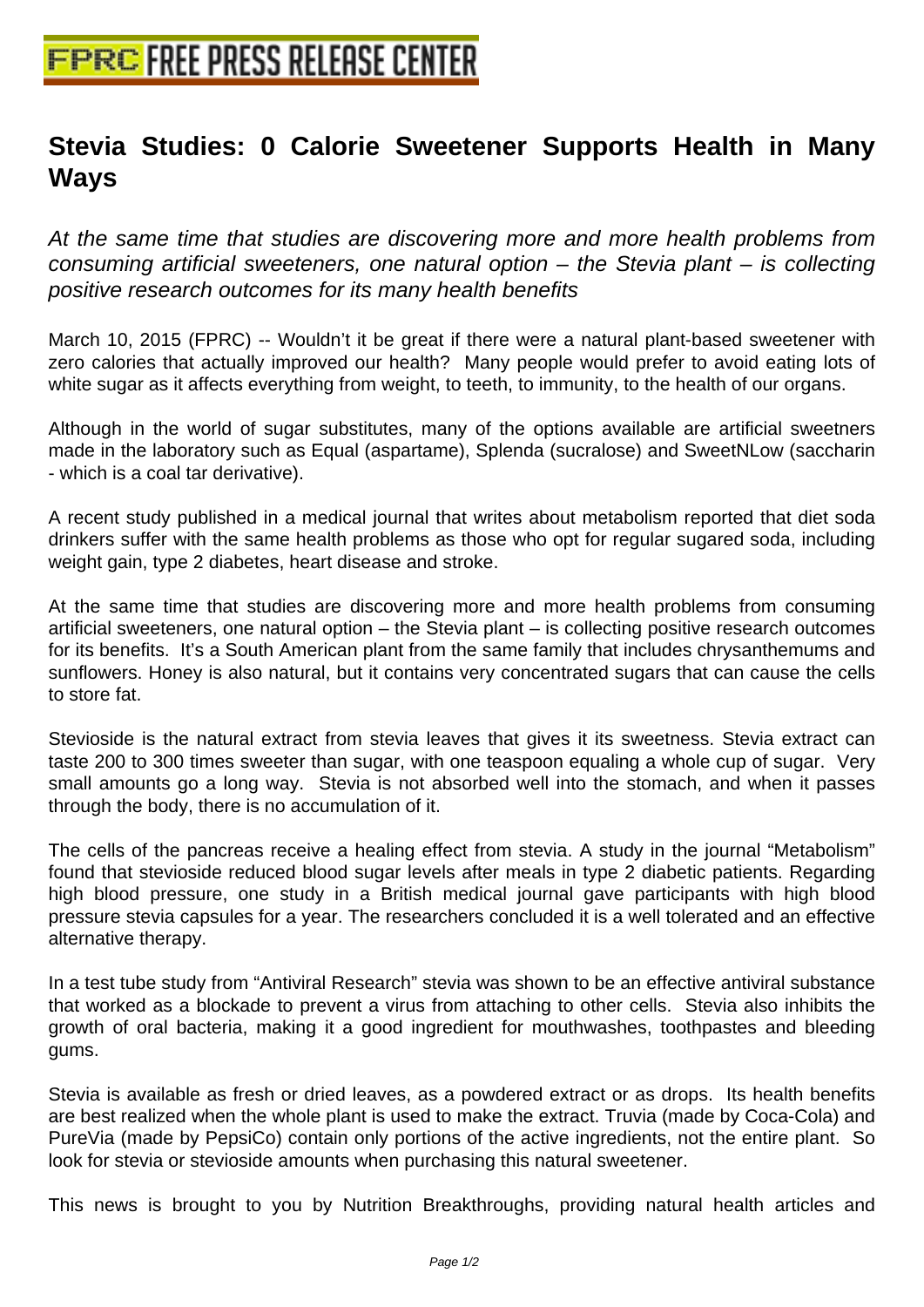# Stevia Studies: 0 Calorie Sweetener Supports Health in Many Ways

*At the same time that studies are discovering more and more health problems from consuming artificial sweeteners, one natural option – the Stevia plant – is collecting positive research outcomes for its many health benefits*

March 10, 2015 (FPRC) -- Wouldn't it be great if there were a natural plant-based sweetener with zero calories that actually improved our health? Many people would prefer to avoid eating lots of white sugar as it affects everything from weight, to teeth, to immunity, to the health of our organs.

Although in the world of sugar substitutes, many of the options available are artificial sweetners made in the laboratory such as Equal (aspartame), Splenda (sucralose) and SweetNLow (saccharin - which is a coal tar derivative).

A recent study published in a medical journal that writes about metabolism reported that diet soda drinkers suffer with the same health problems as those who opt for regular sugared soda, including weight gain, type 2 diabetes, heart disease and stroke.

At the same time that studies are discovering more and more health problems from consuming artificial sweeteners, one natural option – the Stevia plant – is collecting positive research outcomes for its benefits. It's a South American plant from the same family that includes chrysanthemums and sunflowers. Honey is also natural, but it contains very concentrated sugars that can cause the cells to store fat.

Stevioside is the natural extract from stevia leaves that gives it its sweetness. Stevia extract can taste 200 to 300 times sweeter than sugar, with one teaspoon equaling a whole cup of sugar. Very small amounts go a long way. Stevia is not absorbed well into the stomach, and when it passes through the body, there is no accumulation of it.

The cells of the pancreas receive a healing effect from stevia. A study in the journal "Metabolism" found that stevioside reduced blood sugar levels after meals in type 2 diabetic patients. Regarding high blood pressure, one study in a British medical journal gave participants with high blood pressure stevia capsules for a year. The researchers concluded it is a well tolerated and an effective alternative therapy.

In a test tube study from "Antiviral Research" stevia was shown to be an effective antiviral substance that worked as a blockade to prevent a virus from attaching to other cells. Stevia also inhibits the growth of oral bacteria, making it a good ingredient for mouthwashes, toothpastes and bleeding gums.

Stevia is available as fresh or dried leaves, as a powdered extract or as drops. Its health benefits are best realized when the whole plant is used to make the extract. Truvia (made by Coca-Cola) and PureVia (made by PepsiCo) contain only portions of the active ingredients, not the entire plant. So look for stevia or stevioside amounts when purchasing this natural sweetener.

This news is brought to you by Nutrition Breakthroughs, providing natural health articles and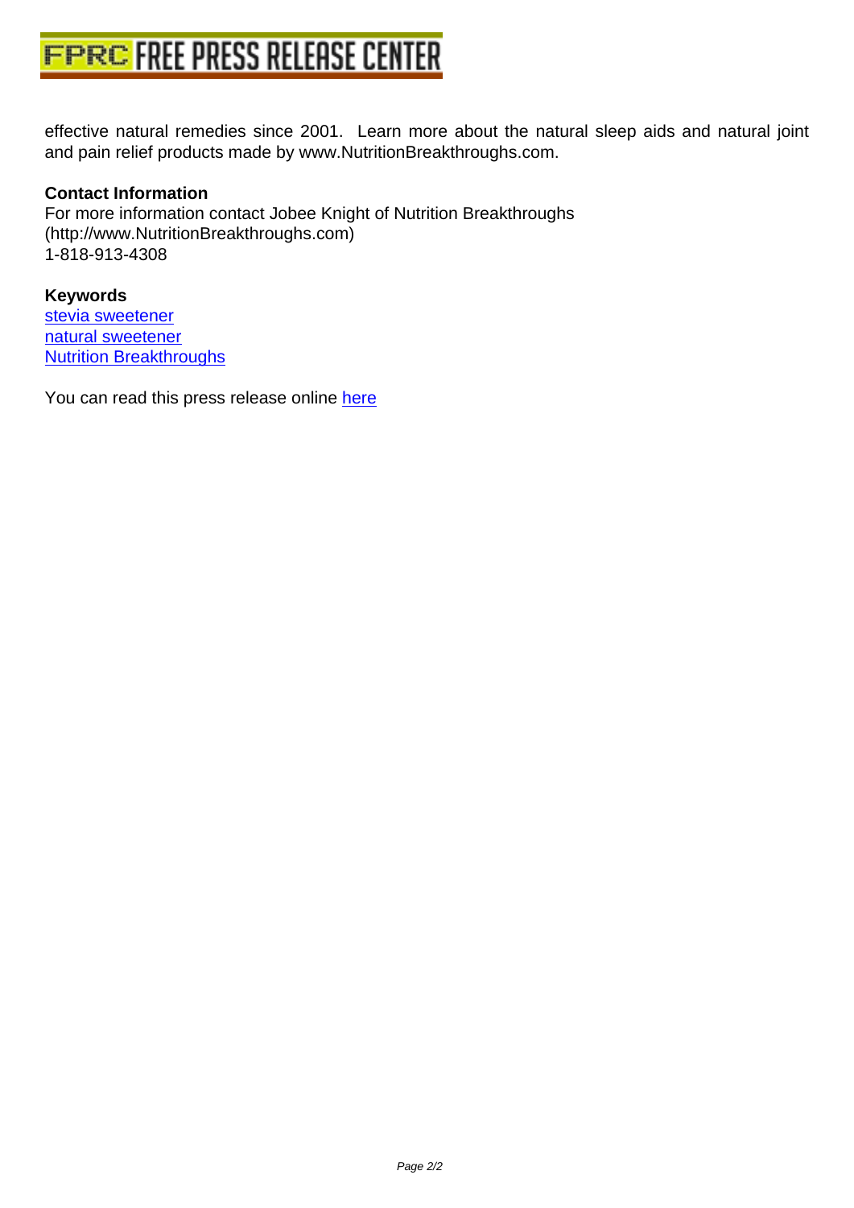effective natural remedies since 2001.  Learn more about the natural sleep aids and natural joint and pain relief products made by www.NutritionBreakthroughs.com.

**Contact Information**

For more information contact Jobee Knight of Nutrition Breakthroughs
(http://www.NutritionBreakthroughs.com)
1-818-913-4308

**Keywords**

stevia sweetener
natural sweetener
Nutrition Breakthroughs

You can read this press release online here